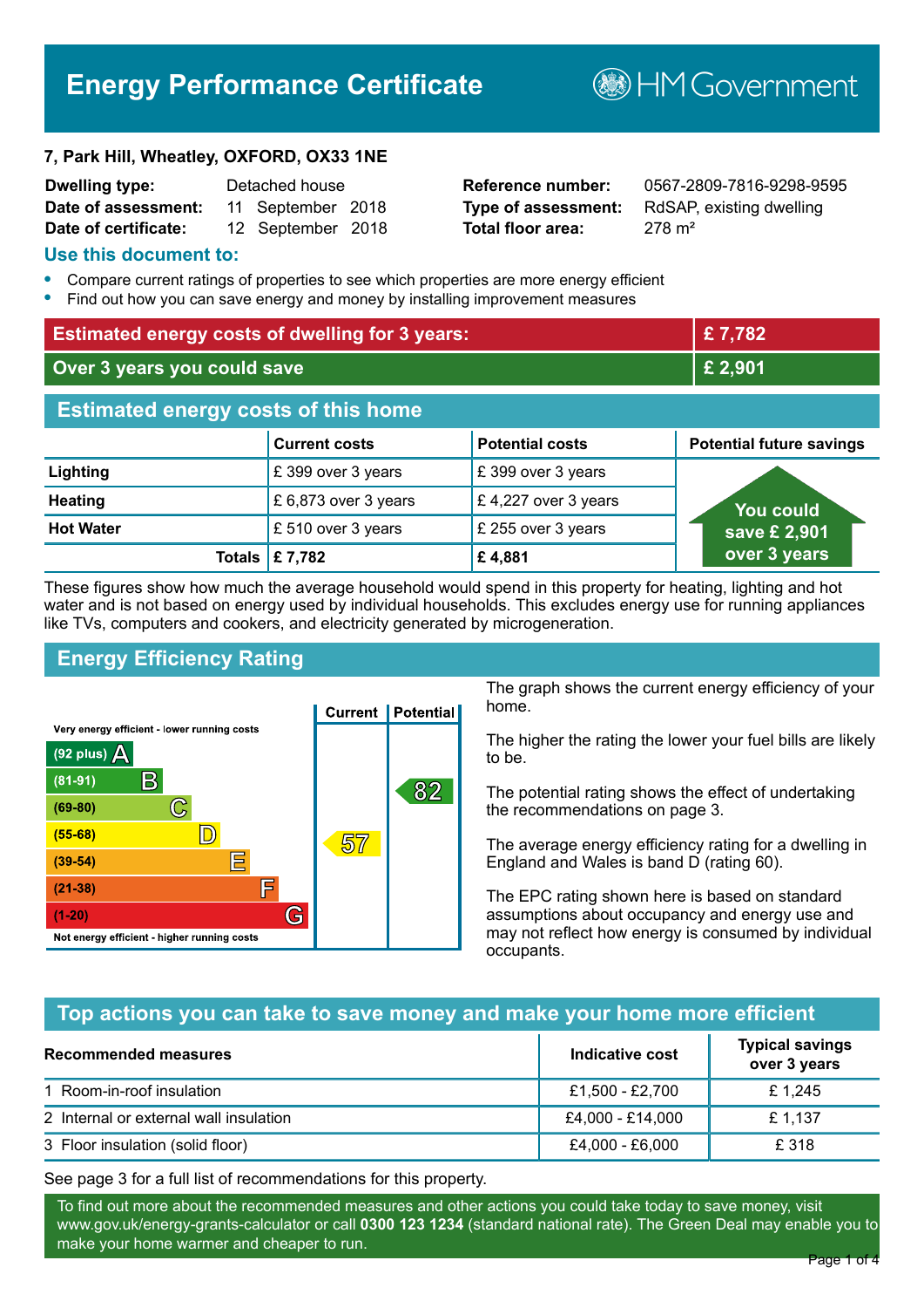# Energy Performance Certificate

HM Government

**7, Park Hill, Wheatley, OXFORD, OX33 1NE**

| | | | |
|---|---|---|---|
| **Dwelling type:** | Detached house | **Reference number:** | 0567-2809-7816-9298-9595 |
| **Date of assessment:** | 11 September 2018 | **Type of assessment:** | RdSAP, existing dwelling |
| **Date of certificate:** | 12 September 2018 | **Total floor area:** | 278 m² |

## Use this document to:

- Compare current ratings of properties to see which properties are more energy efficient
- Find out how you can save energy and money by installing improvement measures

| | |
|---|---|
| **Estimated energy costs of dwelling for 3 years:** | **£ 7,782** |
| **Over 3 years you could save** | **£ 2,901** |

## Estimated energy costs of this home

| | Current costs | Potential costs | Potential future savings |
|---|---|---|---|
| **Lighting** | £ 399 over 3 years | £ 399 over 3 years | You could save £ 2,901 over 3 years |
| **Heating** | £ 6,873 over 3 years | £ 4,227 over 3 years | |
| **Hot Water** | £ 510 over 3 years | £ 255 over 3 years | |
| **Totals** | **£ 7,782** | **£ 4,881** | |

These figures show how much the average household would spend in this property for heating, lighting and hot water and is not based on energy used by individual households. This excludes energy use for running appliances like TVs, computers and cookers, and electricity generated by microgeneration.

## Energy Efficiency Rating

| Rating band | Current | Potential |
|---|---|---|
| Very energy efficient - lower running costs | | |
| (92 plus) A | | |
| (81-91) B | | 82 |
| (69-80) C | | |
| (55-68) D | 57 | |
| (39-54) E | | |
| (21-38) F | | |
| (1-20) G | | |
| Not energy efficient - higher running costs | | |

The graph shows the current energy efficiency of your home.

The higher the rating the lower your fuel bills are likely to be.

The potential rating shows the effect of undertaking the recommendations on page 3.

The average energy efficiency rating for a dwelling in England and Wales is band D (rating 60).

The EPC rating shown here is based on standard assumptions about occupancy and energy use and may not reflect how energy is consumed by individual occupants.

## Top actions you can take to save money and make your home more efficient

| Recommended measures | Indicative cost | Typical savings over 3 years |
|---|---|---|
| 1 Room-in-roof insulation | £1,500 - £2,700 | £ 1,245 |
| 2 Internal or external wall insulation | £4,000 - £14,000 | £ 1,137 |
| 3 Floor insulation (solid floor) | £4,000 - £6,000 | £ 318 |

See page 3 for a full list of recommendations for this property.

To find out more about the recommended measures and other actions you could take today to save money, visit www.gov.uk/energy-grants-calculator or call **0300 123 1234** (standard national rate). The Green Deal may enable you to make your home warmer and cheaper to run.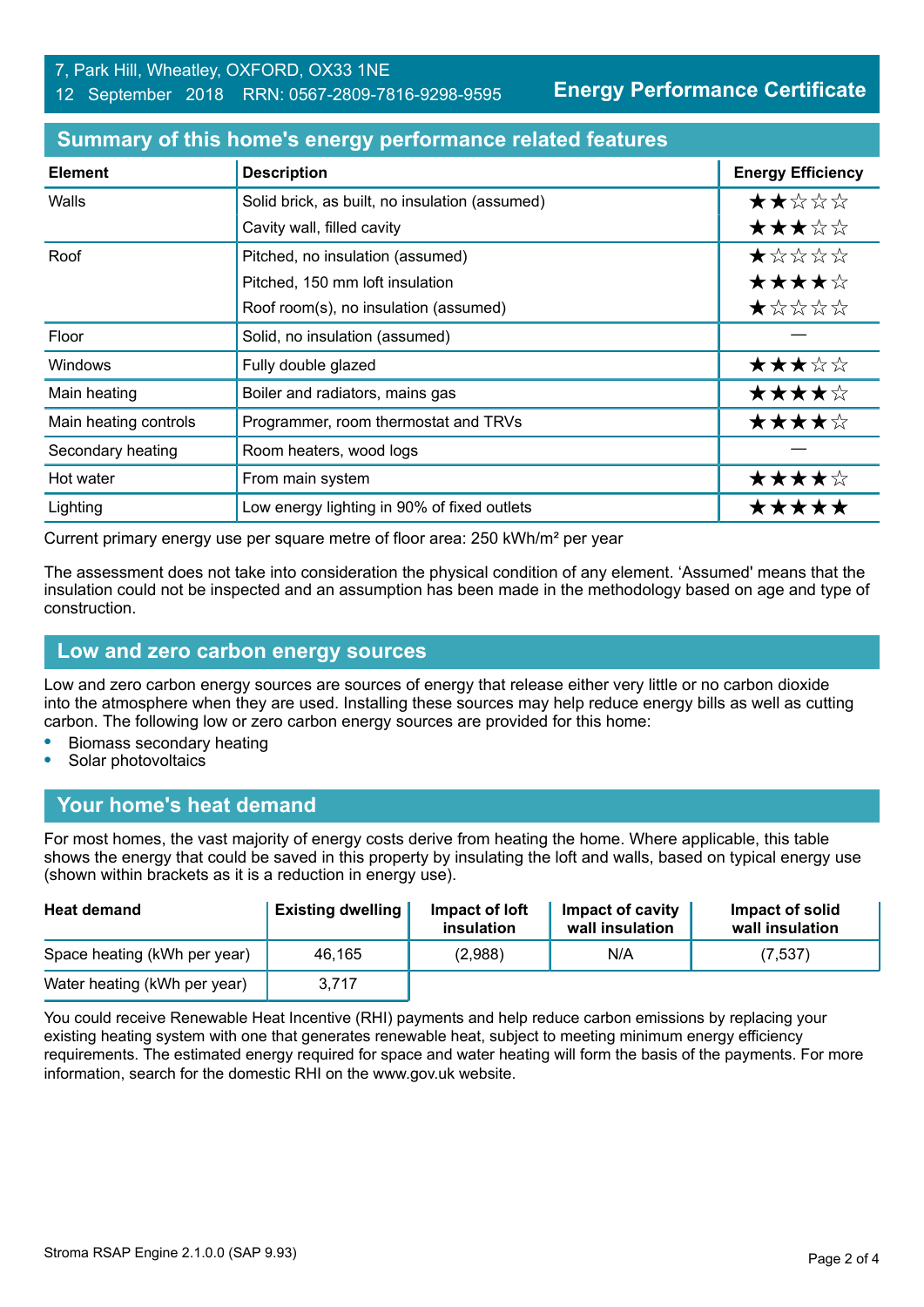7, Park Hill, Wheatley, OXFORD, OX33 1NE
12 September 2018 RRN: 0567-2809-7816-9298-9595

**Energy Performance Certificate**

## Summary of this home's energy performance related features

| Element | Description | Energy Efficiency |
|---|---|---|
| Walls | Solid brick, as built, no insulation (assumed) | ★★☆☆☆ |
| | Cavity wall, filled cavity | ★★★☆☆ |
| Roof | Pitched, no insulation (assumed) | ★☆☆☆☆ |
| | Pitched, 150 mm loft insulation | ★★★★☆ |
| | Roof room(s), no insulation (assumed) | ★☆☆☆☆ |
| Floor | Solid, no insulation (assumed) | — |
| Windows | Fully double glazed | ★★★☆☆ |
| Main heating | Boiler and radiators, mains gas | ★★★★☆ |
| Main heating controls | Programmer, room thermostat and TRVs | ★★★★☆ |
| Secondary heating | Room heaters, wood logs | — |
| Hot water | From main system | ★★★★☆ |
| Lighting | Low energy lighting in 90% of fixed outlets | ★★★★★ |

Current primary energy use per square metre of floor area: 250 kWh/m² per year

The assessment does not take into consideration the physical condition of any element. 'Assumed' means that the insulation could not be inspected and an assumption has been made in the methodology based on age and type of construction.

## Low and zero carbon energy sources

Low and zero carbon energy sources are sources of energy that release either very little or no carbon dioxide into the atmosphere when they are used. Installing these sources may help reduce energy bills as well as cutting carbon. The following low or zero carbon energy sources are provided for this home:

- Biomass secondary heating
- Solar photovoltaics

## Your home's heat demand

For most homes, the vast majority of energy costs derive from heating the home. Where applicable, this table shows the energy that could be saved in this property by insulating the loft and walls, based on typical energy use (shown within brackets as it is a reduction in energy use).

| Heat demand | Existing dwelling | Impact of loft insulation | Impact of cavity wall insulation | Impact of solid wall insulation |
|---|---|---|---|---|
| Space heating (kWh per year) | 46,165 | (2,988) | N/A | (7,537) |
| Water heating (kWh per year) | 3,717 | | | |

You could receive Renewable Heat Incentive (RHI) payments and help reduce carbon emissions by replacing your existing heating system with one that generates renewable heat, subject to meeting minimum energy efficiency requirements. The estimated energy required for space and water heating will form the basis of the payments. For more information, search for the domestic RHI on the www.gov.uk website.

Stroma RSAP Engine 2.1.0.0 (SAP 9.93)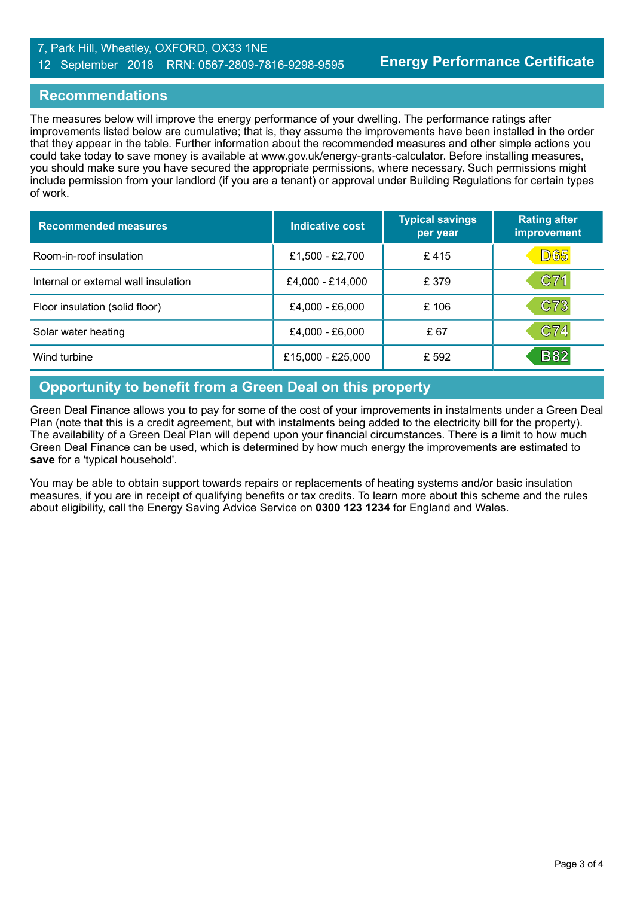7, Park Hill, Wheatley, OXFORD, OX33 1NE
12 September 2018 RRN: 0567-2809-7816-9298-9595

**Energy Performance Certificate**

## Recommendations

The measures below will improve the energy performance of your dwelling. The performance ratings after improvements listed below are cumulative; that is, they assume the improvements have been installed in the order that they appear in the table. Further information about the recommended measures and other simple actions you could take today to save money is available at www.gov.uk/energy-grants-calculator. Before installing measures, you should make sure you have secured the appropriate permissions, where necessary. Such permissions might include permission from your landlord (if you are a tenant) or approval under Building Regulations for certain types of work.

| Recommended measures | Indicative cost | Typical savings per year | Rating after improvement |
|---|---|---|---|
| Room-in-roof insulation | £1,500 - £2,700 | £ 415 | D65 |
| Internal or external wall insulation | £4,000 - £14,000 | £ 379 | C71 |
| Floor insulation (solid floor) | £4,000 - £6,000 | £ 106 | C73 |
| Solar water heating | £4,000 - £6,000 | £ 67 | C74 |
| Wind turbine | £15,000 - £25,000 | £ 592 | B82 |

## Opportunity to benefit from a Green Deal on this property

Green Deal Finance allows you to pay for some of the cost of your improvements in instalments under a Green Deal Plan (note that this is a credit agreement, but with instalments being added to the electricity bill for the property). The availability of a Green Deal Plan will depend upon your financial circumstances. There is a limit to how much Green Deal Finance can be used, which is determined by how much energy the improvements are estimated to **save** for a 'typical household'.

You may be able to obtain support towards repairs or replacements of heating systems and/or basic insulation measures, if you are in receipt of qualifying benefits or tax credits. To learn more about this scheme and the rules about eligibility, call the Energy Saving Advice Service on **0300 123 1234** for England and Wales.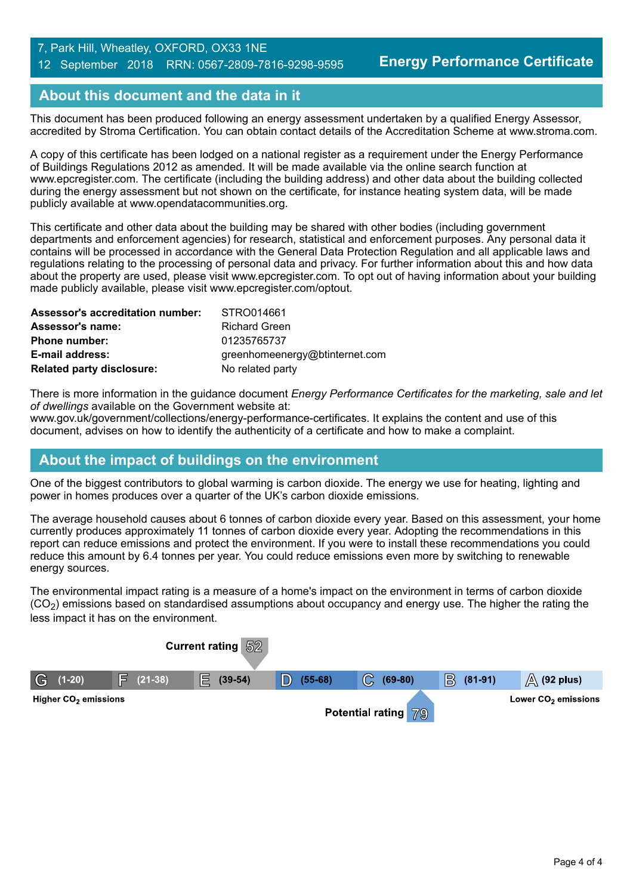7, Park Hill, Wheatley, OXFORD, OX33 1NE
12 September 2018 RRN: 0567-2809-7816-9298-9595

**Energy Performance Certificate**

## About this document and the data in it

This document has been produced following an energy assessment undertaken by a qualified Energy Assessor, accredited by Stroma Certification. You can obtain contact details of the Accreditation Scheme at www.stroma.com.

A copy of this certificate has been lodged on a national register as a requirement under the Energy Performance of Buildings Regulations 2012 as amended. It will be made available via the online search function at www.epcregister.com. The certificate (including the building address) and other data about the building collected during the energy assessment but not shown on the certificate, for instance heating system data, will be made publicly available at www.opendatacommunities.org.

This certificate and other data about the building may be shared with other bodies (including government departments and enforcement agencies) for research, statistical and enforcement purposes. Any personal data it contains will be processed in accordance with the General Data Protection Regulation and all applicable laws and regulations relating to the processing of personal data and privacy. For further information about this and how data about the property are used, please visit www.epcregister.com. To opt out of having information about your building made publicly available, please visit www.epcregister.com/optout.

| | |
|---|---|
| **Assessor's accreditation number:** | STRO014661 |
| **Assessor's name:** | Richard Green |
| **Phone number:** | 01235765737 |
| **E-mail address:** | greenhomeenergy@btinternet.com |
| **Related party disclosure:** | No related party |

There is more information in the guidance document *Energy Performance Certificates for the marketing, sale and let of dwellings* available on the Government website at: www.gov.uk/government/collections/energy-performance-certificates. It explains the content and use of this document, advises on how to identify the authenticity of a certificate and how to make a complaint.

## About the impact of buildings on the environment

One of the biggest contributors to global warming is carbon dioxide. The energy we use for heating, lighting and power in homes produces over a quarter of the UK's carbon dioxide emissions.

The average household causes about 6 tonnes of carbon dioxide every year. Based on this assessment, your home currently produces approximately 11 tonnes of carbon dioxide every year. Adopting the recommendations in this report can reduce emissions and protect the environment. If you were to install these recommendations you could reduce this amount by 6.4 tonnes per year. You could reduce emissions even more by switching to renewable energy sources.

The environmental impact rating is a measure of a home's impact on the environment in terms of carbon dioxide ($CO_2$) emissions based on standardised assumptions about occupancy and energy use. The higher the rating the less impact it has on the environment.

Current rating 52

G (1-20) F (21-38) E (39-54) D (55-68) C (69-80) B (81-91) A (92 plus)

Higher $CO_2$ emissions

Lower $CO_2$ emissions

Potential rating 79